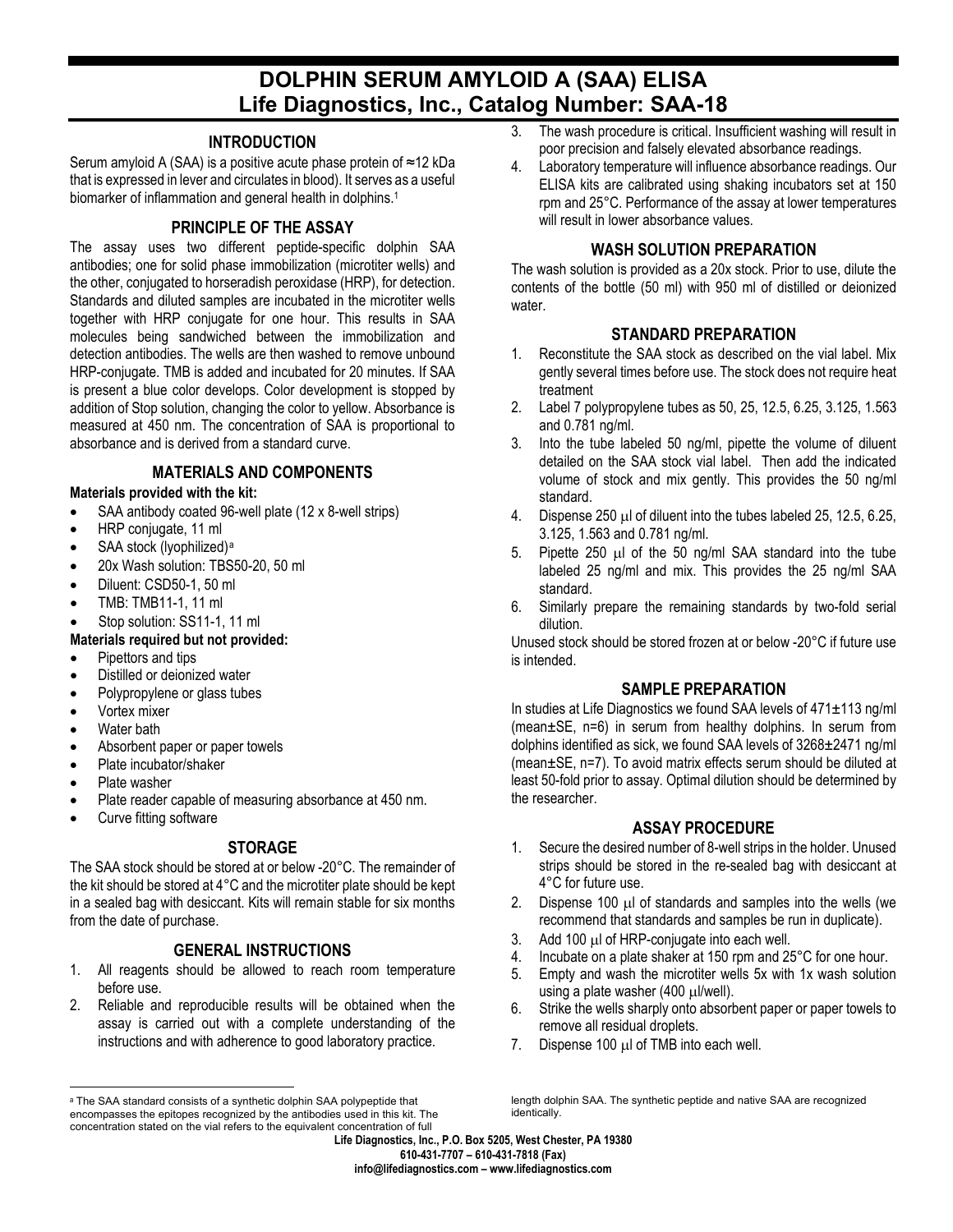# DOLPHIN SERUM AMYLOID A (SAA) ELISA
# Life Diagnostics, Inc., Catalog Number: SAA-18

## INTRODUCTION

Serum amyloid A (SAA) is a positive acute phase protein of ≈12 kDa that is expressed in lever and circulates in blood). It serves as a useful biomarker of inflammation and general health in dolphins.[1]

## PRINCIPLE OF THE ASSAY

The assay uses two different peptide-specific dolphin SAA antibodies; one for solid phase immobilization (microtiter wells) and the other, conjugated to horseradish peroxidase (HRP), for detection. Standards and diluted samples are incubated in the microtiter wells together with HRP conjugate for one hour. This results in SAA molecules being sandwiched between the immobilization and detection antibodies. The wells are then washed to remove unbound HRP-conjugate. TMB is added and incubated for 20 minutes. If SAA is present a blue color develops. Color development is stopped by addition of Stop solution, changing the color to yellow. Absorbance is measured at 450 nm. The concentration of SAA is proportional to absorbance and is derived from a standard curve.

## MATERIALS AND COMPONENTS

**Materials provided with the kit:**

- SAA antibody coated 96-well plate (12 x 8-well strips)
- HRP conjugate, 11 ml
- SAA stock (lyophilized)[a]
- 20x Wash solution: TBS50-20, 50 ml
- Diluent: CSD50-1, 50 ml
- TMB: TMB11-1, 11 ml
- Stop solution: SS11-1, 11 ml

**Materials required but not provided:**

- Pipettors and tips
- Distilled or deionized water
- Polypropylene or glass tubes
- Vortex mixer
- Water bath
- Absorbent paper or paper towels
- Plate incubator/shaker
- Plate washer
- Plate reader capable of measuring absorbance at 450 nm.
- Curve fitting software

## STORAGE

The SAA stock should be stored at or below -20°C. The remainder of the kit should be stored at 4°C and the microtiter plate should be kept in a sealed bag with desiccant. Kits will remain stable for six months from the date of purchase.

## GENERAL INSTRUCTIONS

1. All reagents should be allowed to reach room temperature before use.
2. Reliable and reproducible results will be obtained when the assay is carried out with a complete understanding of the instructions and with adherence to good laboratory practice.
3. The wash procedure is critical. Insufficient washing will result in poor precision and falsely elevated absorbance readings.
4. Laboratory temperature will influence absorbance readings. Our ELISA kits are calibrated using shaking incubators set at 150 rpm and 25°C. Performance of the assay at lower temperatures will result in lower absorbance values.

## WASH SOLUTION PREPARATION

The wash solution is provided as a 20x stock. Prior to use, dilute the contents of the bottle (50 ml) with 950 ml of distilled or deionized water.

## STANDARD PREPARATION

1. Reconstitute the SAA stock as described on the vial label. Mix gently several times before use. The stock does not require heat treatment
2. Label 7 polypropylene tubes as 50, 25, 12.5, 6.25, 3.125, 1.563 and 0.781 ng/ml.
3. Into the tube labeled 50 ng/ml, pipette the volume of diluent detailed on the SAA stock vial label. Then add the indicated volume of stock and mix gently. This provides the 50 ng/ml standard.
4. Dispense 250 μl of diluent into the tubes labeled 25, 12.5, 6.25, 3.125, 1.563 and 0.781 ng/ml.
5. Pipette 250 μl of the 50 ng/ml SAA standard into the tube labeled 25 ng/ml and mix. This provides the 25 ng/ml SAA standard.
6. Similarly prepare the remaining standards by two-fold serial dilution.

Unused stock should be stored frozen at or below -20°C if future use is intended.

## SAMPLE PREPARATION

In studies at Life Diagnostics we found SAA levels of 471±113 ng/ml (mean±SE, n=6) in serum from healthy dolphins. In serum from dolphins identified as sick, we found SAA levels of 3268±2471 ng/ml (mean±SE, n=7). To avoid matrix effects serum should be diluted at least 50-fold prior to assay. Optimal dilution should be determined by the researcher.

## ASSAY PROCEDURE

1. Secure the desired number of 8-well strips in the holder. Unused strips should be stored in the re-sealed bag with desiccant at 4°C for future use.
2. Dispense 100 μl of standards and samples into the wells (we recommend that standards and samples be run in duplicate).
3. Add 100 μl of HRP-conjugate into each well.
4. Incubate on a plate shaker at 150 rpm and 25°C for one hour.
5. Empty and wash the microtiter wells 5x with 1x wash solution using a plate washer (400 μl/well).
6. Strike the wells sharply onto absorbent paper or paper towels to remove all residual droplets.
7. Dispense 100 μl of TMB into each well.

[a] The SAA standard consists of a synthetic dolphin SAA polypeptide that encompasses the epitopes recognized by the antibodies used in this kit. The concentration stated on the vial refers to the equivalent concentration of full length dolphin SAA. The synthetic peptide and native SAA are recognized identically.

**Life Diagnostics, Inc., P.O. Box 5205, West Chester, PA 19380**
**610-431-7707 – 610-431-7818 (Fax)**
**info@lifediagnostics.com – www.lifediagnostics.com**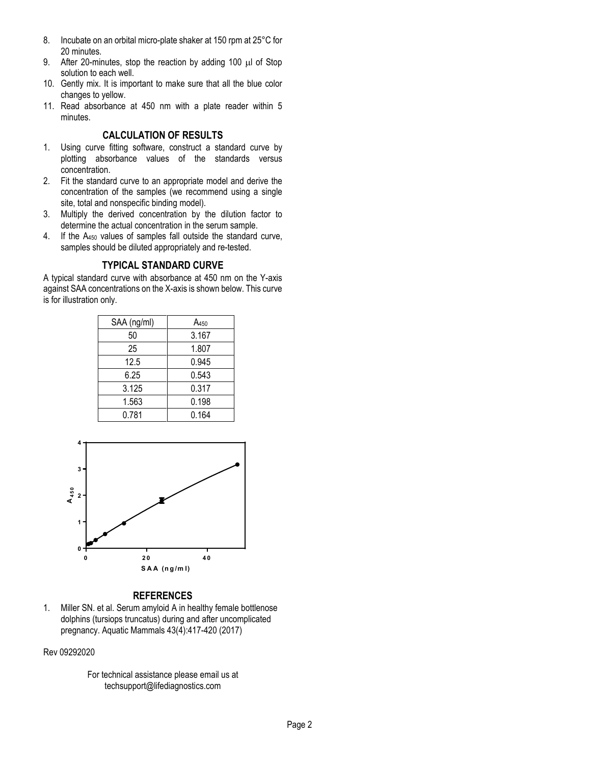8. Incubate on an orbital micro-plate shaker at 150 rpm at 25°C for 20 minutes.
9. After 20-minutes, stop the reaction by adding 100 μl of Stop solution to each well.
10. Gently mix. It is important to make sure that all the blue color changes to yellow.
11. Read absorbance at 450 nm with a plate reader within 5 minutes.

## CALCULATION OF RESULTS

1. Using curve fitting software, construct a standard curve by plotting absorbance values of the standards versus concentration.
2. Fit the standard curve to an appropriate model and derive the concentration of the samples (we recommend using a single site, total and nonspecific binding model).
3. Multiply the derived concentration by the dilution factor to determine the actual concentration in the serum sample.
4. If the $A_{450}$ values of samples fall outside the standard curve, samples should be diluted appropriately and re-tested.

## TYPICAL STANDARD CURVE

A typical standard curve with absorbance at 450 nm on the Y-axis against SAA concentrations on the X-axis is shown below. This curve is for illustration only.

| SAA (ng/ml) | $A_{450}$ |
|---|---|
| 50 | 3.167 |
| 25 | 1.807 |
| 12.5 | 0.945 |
| 6.25 | 0.543 |
| 3.125 | 0.317 |
| 1.563 | 0.198 |
| 0.781 | 0.164 |

4
3
2
1
0
$A_{450}$
0
20
40
SAA (ng/ml)

## REFERENCES

1. Miller SN. et al. Serum amyloid A in healthy female bottlenose dolphins (tursiops truncatus) during and after uncomplicated pregnancy. Aquatic Mammals 43(4):417-420 (2017)

Rev 09292020

For technical assistance please email us at techsupport@lifediagnostics.com